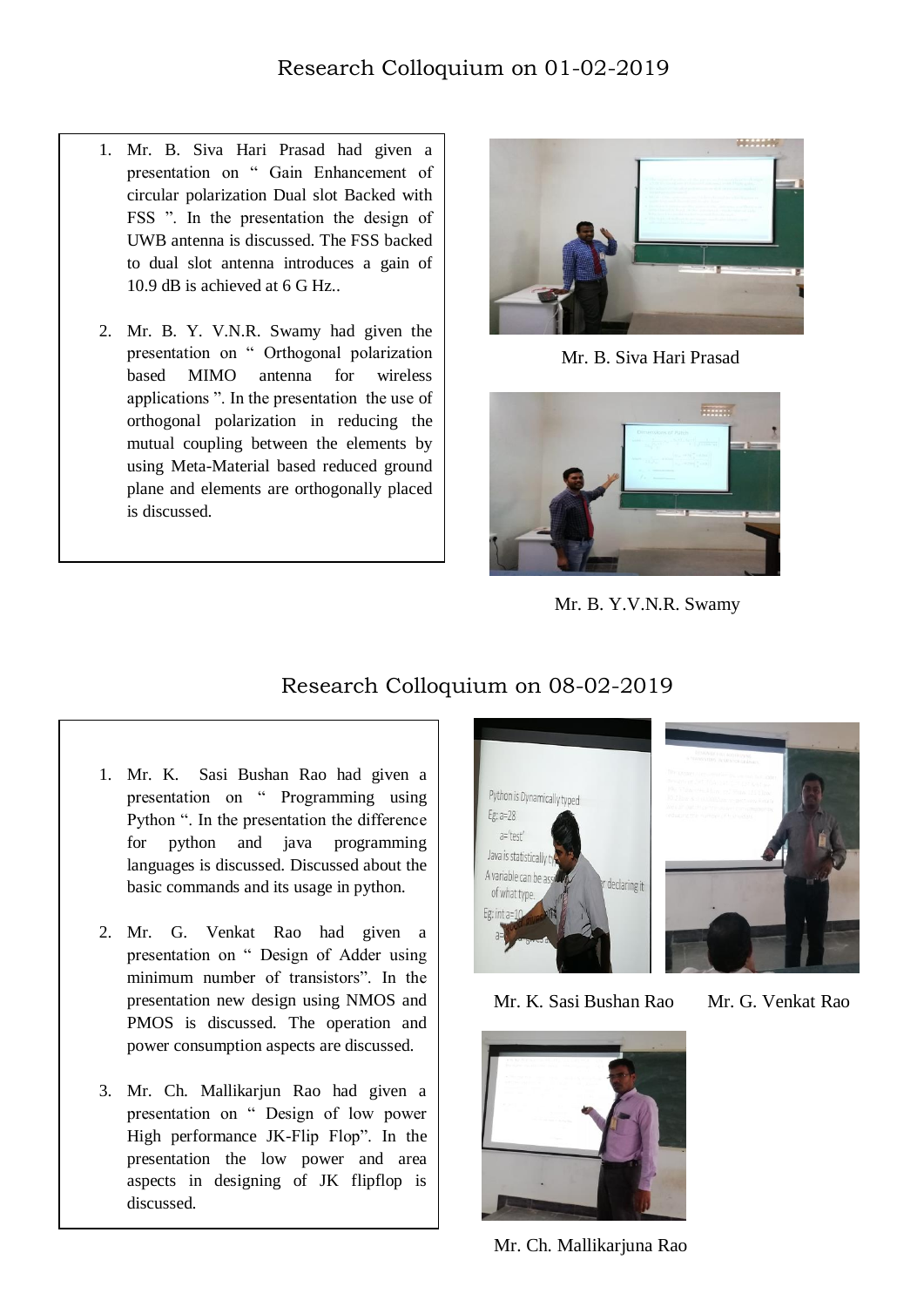## Research Colloquium on 01-02-2019

1. Mr. B. Siva Hari Prasad had given a presentation on " Gain Enhancement of circular polarization Dual slot Backed with FSS ". In the presentation the design of UWB antenna is discussed. The FSS backed to dual slot antenna introduces a gain of 10.9 dB is achieved at 6 G Hz..

2. Mr. B. Y. V.N.R. Swamy had given the presentation on " Orthogonal polarization based MIMO antenna for wireless applications ". In the presentation the use of orthogonal polarization in reducing the mutual coupling between the elements by using Meta-Material based reduced ground plane and elements are orthogonally placed is discussed.

Mr. B. Siva Hari Prasad

Mr. B. Y.V.N.R. Swamy

## Research Colloquium on 08-02-2019

1. Mr. K. Sasi Bushan Rao had given a presentation on " Programming using Python ". In the presentation the difference for python and java programming languages is discussed. Discussed about the basic commands and its usage in python.

2. Mr. G. Venkat Rao had given a presentation on " Design of Adder using minimum number of transistors". In the presentation new design using NMOS and PMOS is discussed. The operation and power consumption aspects are discussed.

3. Mr. Ch. Mallikarjun Rao had given a presentation on " Design of low power High performance JK-Flip Flop". In the presentation the low power and area aspects in designing of JK flipflop is discussed.

Mr. K. Sasi Bushan Rao

Mr. G. Venkat Rao

Mr. Ch. Mallikarjuna Rao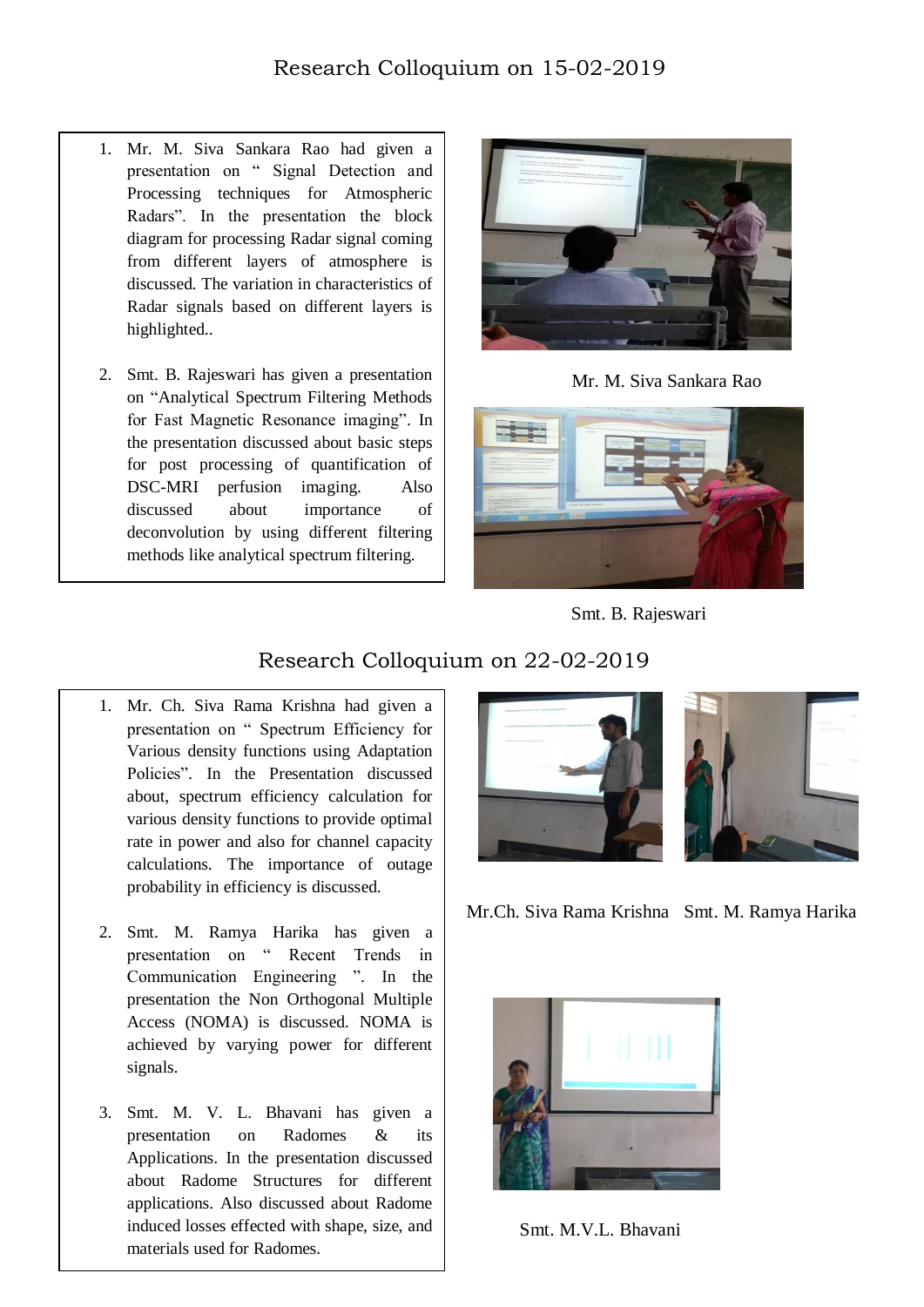## Research Colloquium on 15-02-2019

1. Mr. M. Siva Sankara Rao had given a presentation on " Signal Detection and Processing techniques for Atmospheric Radars". In the presentation the block diagram for processing Radar signal coming from different layers of atmosphere is discussed. The variation in characteristics of Radar signals based on different layers is highlighted..

2. Smt. B. Rajeswari has given a presentation on "Analytical Spectrum Filtering Methods for Fast Magnetic Resonance imaging". In the presentation discussed about basic steps for post processing of quantification of DSC-MRI perfusion imaging. Also discussed about importance of deconvolution by using different filtering methods like analytical spectrum filtering.

Mr. M. Siva Sankara Rao

Smt. B. Rajeswari

## Research Colloquium on 22-02-2019

1. Mr. Ch. Siva Rama Krishna had given a presentation on " Spectrum Efficiency for Various density functions using Adaptation Policies". In the Presentation discussed about, spectrum efficiency calculation for various density functions to provide optimal rate in power and also for channel capacity calculations. The importance of outage probability in efficiency is discussed.

2. Smt. M. Ramya Harika has given a presentation on " Recent Trends in Communication Engineering ". In the presentation the Non Orthogonal Multiple Access (NOMA) is discussed. NOMA is achieved by varying power for different signals.

3. Smt. M. V. L. Bhavani has given a presentation on Radomes & its Applications. In the presentation discussed about Radome Structures for different applications. Also discussed about Radome induced losses effected with shape, size, and materials used for Radomes.

Mr.Ch. Siva Rama Krishna

Smt. M. Ramya Harika

Smt. M.V.L. Bhavani